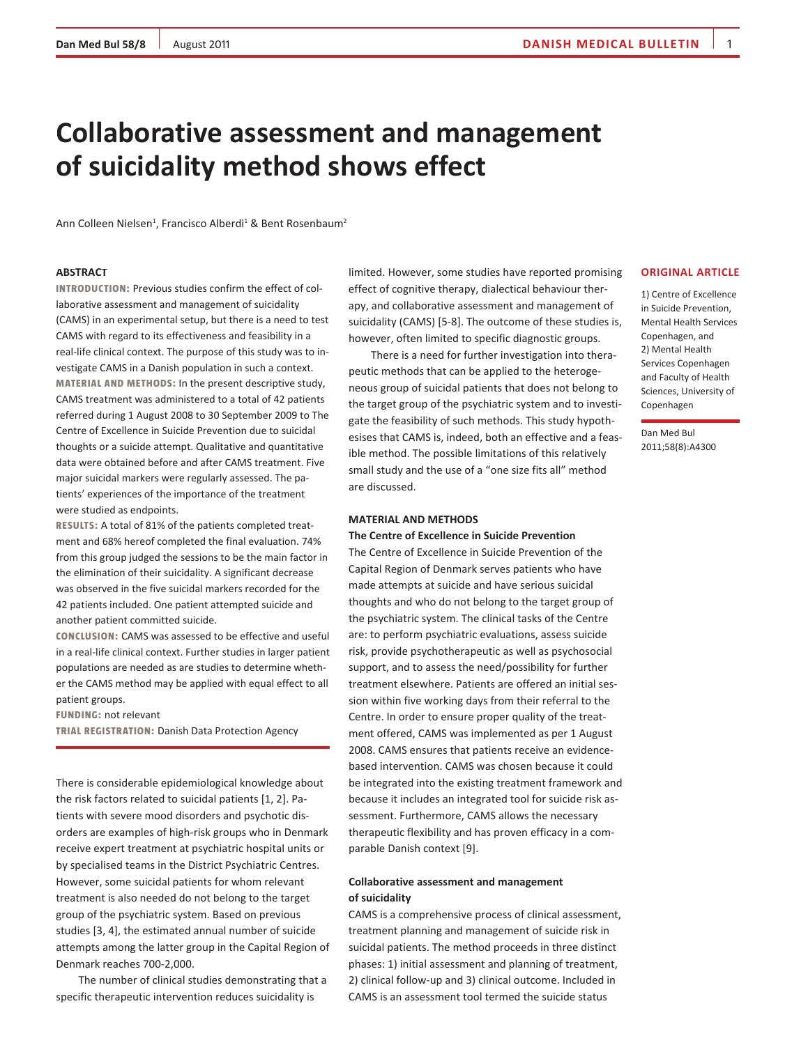# Collaborative assessment and management of suicidality method shows effect

Ann Colleen Nielsen[1], Francisco Alberdi[1] & Bent Rosenbaum[2]

ORIGINAL ARTICLE

1) Centre of Excellence in Suicide Prevention, Mental Health Services Copenhagen, and
2) Mental Health Services Copenhagen and Faculty of Health Sciences, University of Copenhagen

Dan Med Bul 2011;58(8):A4300

## ABSTRACT

**INTRODUCTION:** Previous studies confirm the effect of collaborative assessment and management of suicidality (CAMS) in an experimental setup, but there is a need to test CAMS with regard to its effectiveness and feasibility in a real-life clinical context. The purpose of this study was to investigate CAMS in a Danish population in such a context.

**MATERIAL AND METHODS:** In the present descriptive study, CAMS treatment was administered to a total of 42 patients referred during 1 August 2008 to 30 September 2009 to The Centre of Excellence in Suicide Prevention due to suicidal thoughts or a suicide attempt. Qualitative and quantitative data were obtained before and after CAMS treatment. Five major suicidal markers were regularly assessed. The patients' experiences of the importance of the treatment were studied as endpoints.

**RESULTS:** A total of 81% of the patients completed treatment and 68% hereof completed the final evaluation. 74% from this group judged the sessions to be the main factor in the elimination of their suicidality. A significant decrease was observed in the five suicidal markers recorded for the 42 patients included. One patient attempted suicide and another patient committed suicide.

**CONCLUSION:** CAMS was assessed to be effective and useful in a real-life clinical context. Further studies in larger patient populations are needed as are studies to determine whether the CAMS method may be applied with equal effect to all patient groups.

**FUNDING:** not relevant

**TRIAL REGISTRATION:** Danish Data Protection Agency

There is considerable epidemiological knowledge about the risk factors related to suicidal patients [1, 2]. Patients with severe mood disorders and psychotic disorders are examples of high-risk groups who in Denmark receive expert treatment at psychiatric hospital units or by specialised teams in the District Psychiatric Centres. However, some suicidal patients for whom relevant treatment is also needed do not belong to the target group of the psychiatric system. Based on previous studies [3, 4], the estimated annual number of suicide attempts among the latter group in the Capital Region of Denmark reaches 700-2,000.

The number of clinical studies demonstrating that a specific therapeutic intervention reduces suicidality is limited. However, some studies have reported promising effect of cognitive therapy, dialectical behaviour therapy, and collaborative assessment and management of suicidality (CAMS) [5-8]. The outcome of these studies is, however, often limited to specific diagnostic groups.

There is a need for further investigation into therapeutic methods that can be applied to the heterogeneous group of suicidal patients that does not belong to the target group of the psychiatric system and to investigate the feasibility of such methods. This study hypothesises that CAMS is, indeed, both an effective and a feasible method. The possible limitations of this relatively small study and the use of a "one size fits all" method are discussed.

## MATERIAL AND METHODS

### The Centre of Excellence in Suicide Prevention

The Centre of Excellence in Suicide Prevention of the Capital Region of Denmark serves patients who have made attempts at suicide and have serious suicidal thoughts and who do not belong to the target group of the psychiatric system. The clinical tasks of the Centre are: to perform psychiatric evaluations, assess suicide risk, provide psychotherapeutic as well as psychosocial support, and to assess the need/possibility for further treatment elsewhere. Patients are offered an initial session within five working days from their referral to the Centre. In order to ensure proper quality of the treatment offered, CAMS was implemented as per 1 August 2008. CAMS ensures that patients receive an evidence-based intervention. CAMS was chosen because it could be integrated into the existing treatment framework and because it includes an integrated tool for suicide risk assessment. Furthermore, CAMS allows the necessary therapeutic flexibility and has proven efficacy in a comparable Danish context [9].

### Collaborative assessment and management of suicidality

CAMS is a comprehensive process of clinical assessment, treatment planning and management of suicide risk in suicidal patients. The method proceeds in three distinct phases: 1) initial assessment and planning of treatment, 2) clinical follow-up and 3) clinical outcome. Included in CAMS is an assessment tool termed the suicide status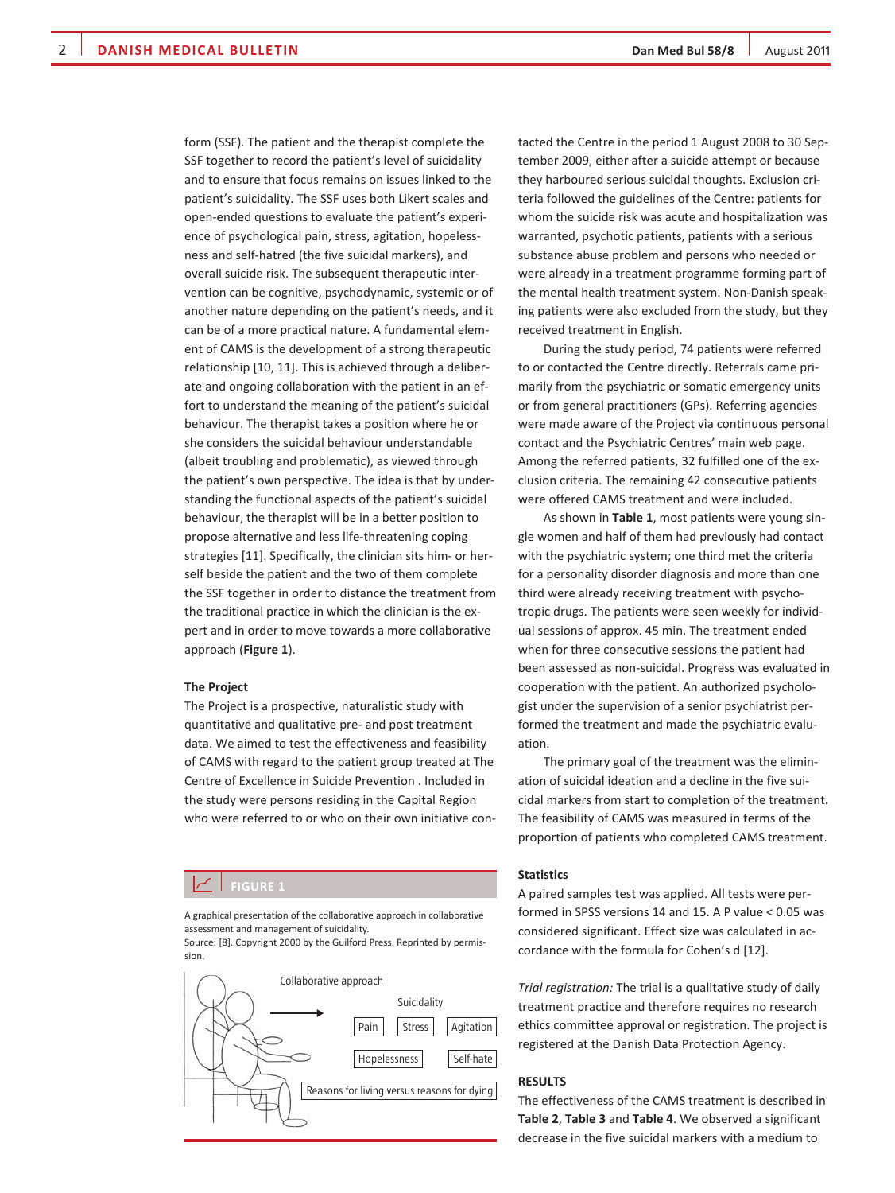form (SSF). The patient and the therapist complete the SSF together to record the patient's level of suicidality and to ensure that focus remains on issues linked to the patient's suicidality. The SSF uses both Likert scales and open-ended questions to evaluate the patient's experience of psychological pain, stress, agitation, hopelessness and self-hatred (the five suicidal markers), and overall suicide risk. The subsequent therapeutic intervention can be cognitive, psychodynamic, systemic or of another nature depending on the patient's needs, and it can be of a more practical nature. A fundamental element of CAMS is the development of a strong therapeutic relationship [10, 11]. This is achieved through a deliberate and ongoing collaboration with the patient in an effort to understand the meaning of the patient's suicidal behaviour. The therapist takes a position where he or she considers the suicidal behaviour understandable (albeit troubling and problematic), as viewed through the patient's own perspective. The idea is that by understanding the functional aspects of the patient's suicidal behaviour, the therapist will be in a better position to propose alternative and less life-threatening coping strategies [11]. Specifically, the clinician sits him- or herself beside the patient and the two of them complete the SSF together in order to distance the treatment from the traditional practice in which the clinician is the expert and in order to move towards a more collaborative approach (**Figure 1**).

### The Project

The Project is a prospective, naturalistic study with quantitative and qualitative pre- and post treatment data. We aimed to test the effectiveness and feasibility of CAMS with regard to the patient group treated at The Centre of Excellence in Suicide Prevention . Included in the study were persons residing in the Capital Region who were referred to or who on their own initiative contacted the Centre in the period 1 August 2008 to 30 September 2009, either after a suicide attempt or because they harboured serious suicidal thoughts. Exclusion criteria followed the guidelines of the Centre: patients for whom the suicide risk was acute and hospitalization was warranted, psychotic patients, patients with a serious substance abuse problem and persons who needed or were already in a treatment programme forming part of the mental health treatment system. Non-Danish speaking patients were also excluded from the study, but they received treatment in English.

During the study period, 74 patients were referred to or contacted the Centre directly. Referrals came primarily from the psychiatric or somatic emergency units or from general practitioners (GPs). Referring agencies were made aware of the Project via continuous personal contact and the Psychiatric Centres' main web page. Among the referred patients, 32 fulfilled one of the exclusion criteria. The remaining 42 consecutive patients were offered CAMS treatment and were included.

As shown in **Table 1**, most patients were young single women and half of them had previously had contact with the psychiatric system; one third met the criteria for a personality disorder diagnosis and more than one third were already receiving treatment with psychotropic drugs. The patients were seen weekly for individual sessions of approx. 45 min. The treatment ended when for three consecutive sessions the patient had been assessed as non-suicidal. Progress was evaluated in cooperation with the patient. An authorized psychologist under the supervision of a senior psychiatrist performed the treatment and made the psychiatric evaluation.

The primary goal of the treatment was the elimination of suicidal ideation and a decline in the five suicidal markers from start to completion of the treatment. The feasibility of CAMS was measured in terms of the proportion of patients who completed CAMS treatment.

**FIGURE 1**

A graphical presentation of the collaborative approach in collaborative assessment and management of suicidality.
Source: [8]. Copyright 2000 by the Guilford Press. Reprinted by permission.

Collaborative approach — Suicidality: Pain | Stress | Agitation | Hopelessness | Self-hate | Reasons for living versus reasons for dying

### Statistics

A paired samples test was applied. All tests were performed in SPSS versions 14 and 15. A P value < 0.05 was considered significant. Effect size was calculated in accordance with the formula for Cohen's d [12].

*Trial registration:* The trial is a qualitative study of daily treatment practice and therefore requires no research ethics committee approval or registration. The project is registered at the Danish Data Protection Agency.

## RESULTS

The effectiveness of the CAMS treatment is described in **Table 2**, **Table 3** and **Table 4**. We observed a significant decrease in the five suicidal markers with a medium to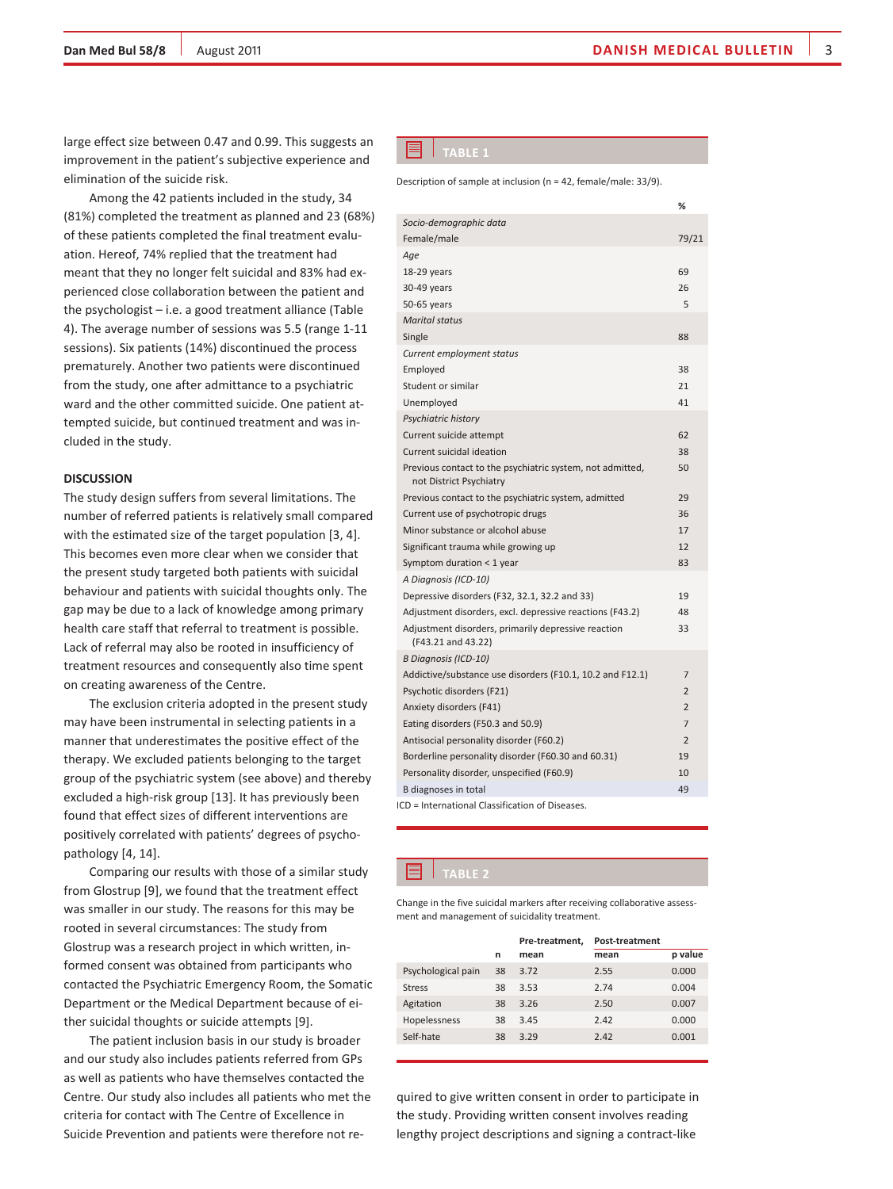large effect size between 0.47 and 0.99. This suggests an improvement in the patient's subjective experience and elimination of the suicide risk.

Among the 42 patients included in the study, 34 (81%) completed the treatment as planned and 23 (68%) of these patients completed the final treatment evaluation. Hereof, 74% replied that the treatment had meant that they no longer felt suicidal and 83% had experienced close collaboration between the patient and the psychologist – i.e. a good treatment alliance (Table 4). The average number of sessions was 5.5 (range 1-11 sessions). Six patients (14%) discontinued the process prematurely. Another two patients were discontinued from the study, one after admittance to a psychiatric ward and the other committed suicide. One patient attempted suicide, but continued treatment and was included in the study.

## DISCUSSION

The study design suffers from several limitations. The number of referred patients is relatively small compared with the estimated size of the target population [3, 4]. This becomes even more clear when we consider that the present study targeted both patients with suicidal behaviour and patients with suicidal thoughts only. The gap may be due to a lack of knowledge among primary health care staff that referral to treatment is possible. Lack of referral may also be rooted in insufficiency of treatment resources and consequently also time spent on creating awareness of the Centre.

The exclusion criteria adopted in the present study may have been instrumental in selecting patients in a manner that underestimates the positive effect of the therapy. We excluded patients belonging to the target group of the psychiatric system (see above) and thereby excluded a high-risk group [13]. It has previously been found that effect sizes of different interventions are positively correlated with patients' degrees of psychopathology [4, 14].

Comparing our results with those of a similar study from Glostrup [9], we found that the treatment effect was smaller in our study. The reasons for this may be rooted in several circumstances: The study from Glostrup was a research project in which written, informed consent was obtained from participants who contacted the Psychiatric Emergency Room, the Somatic Department or the Medical Department because of either suicidal thoughts or suicide attempts [9].

The patient inclusion basis in our study is broader and our study also includes patients referred from GPs as well as patients who have themselves contacted the Centre. Our study also includes all patients who met the criteria for contact with The Centre of Excellence in Suicide Prevention and patients were therefore not required to give written consent in order to participate in the study. Providing written consent involves reading lengthy project descriptions and signing a contract-like

**TABLE 1**

Description of sample at inclusion (n = 42, female/male: 33/9).

| | % |
|---|---|
| *Socio-demographic data* | |
| Female/male | 79/21 |
| *Age* | |
| 18-29 years | 69 |
| 30-49 years | 26 |
| 50-65 years | 5 |
| *Marital status* | |
| Single | 88 |
| *Current employment status* | |
| Employed | 38 |
| Student or similar | 21 |
| Unemployed | 41 |
| *Psychiatric history* | |
| Current suicide attempt | 62 |
| Current suicidal ideation | 38 |
| Previous contact to the psychiatric system, not admitted, not District Psychiatry | 50 |
| Previous contact to the psychiatric system, admitted | 29 |
| Current use of psychotropic drugs | 36 |
| Minor substance or alcohol abuse | 17 |
| Significant trauma while growing up | 12 |
| Symptom duration < 1 year | 83 |
| *A Diagnosis (ICD-10)* | |
| Depressive disorders (F32, 32.1, 32.2 and 33) | 19 |
| Adjustment disorders, excl. depressive reactions (F43.2) | 48 |
| Adjustment disorders, primarily depressive reaction (F43.21 and 43.22) | 33 |
| *B Diagnosis (ICD-10)* | |
| Addictive/substance use disorders (F10.1, 10.2 and F12.1) | 7 |
| Psychotic disorders (F21) | 2 |
| Anxiety disorders (F41) | 2 |
| Eating disorders (F50.3 and 50.9) | 7 |
| Antisocial personality disorder (F60.2) | 2 |
| Borderline personality disorder (F60.30 and 60.31) | 19 |
| Personality disorder, unspecified (F60.9) | 10 |
| B diagnoses in total | 49 |

ICD = International Classification of Diseases.

**TABLE 2**

Change in the five suicidal markers after receiving collaborative assessment and management of suicidality treatment.

| | n | Pre-treatment, mean | Post-treatment mean | p value |
|---|---|---|---|---|
| Psychological pain | 38 | 3.72 | 2.55 | 0.000 |
| Stress | 38 | 3.53 | 2.74 | 0.004 |
| Agitation | 38 | 3.26 | 2.50 | 0.007 |
| Hopelessness | 38 | 3.45 | 2.42 | 0.000 |
| Self-hate | 38 | 3.29 | 2.42 | 0.001 |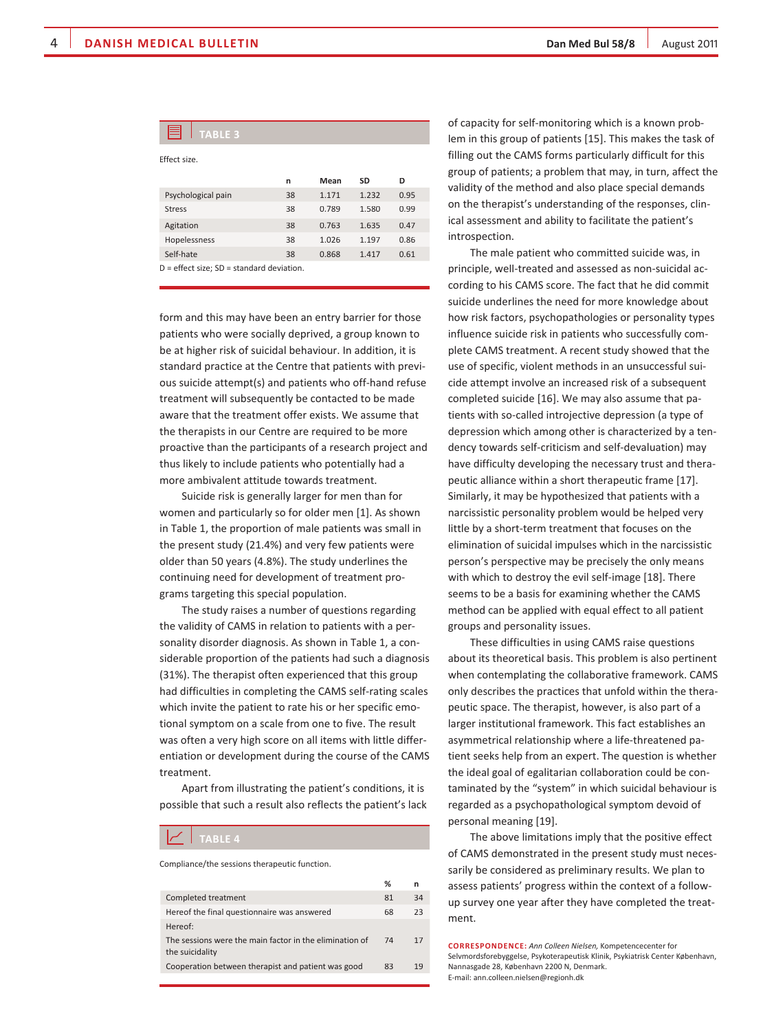**TABLE 3**

Effect size.

| | n | Mean | SD | D |
|---|---|---|---|---|
| Psychological pain | 38 | 1.171 | 1.232 | 0.95 |
| Stress | 38 | 0.789 | 1.580 | 0.99 |
| Agitation | 38 | 0.763 | 1.635 | 0.47 |
| Hopelessness | 38 | 1.026 | 1.197 | 0.86 |
| Self-hate | 38 | 0.868 | 1.417 | 0.61 |

D = effect size; SD = standard deviation.

form and this may have been an entry barrier for those patients who were socially deprived, a group known to be at higher risk of suicidal behaviour. In addition, it is standard practice at the Centre that patients with previous suicide attempt(s) and patients who off-hand refuse treatment will subsequently be contacted to be made aware that the treatment offer exists. We assume that the therapists in our Centre are required to be more proactive than the participants of a research project and thus likely to include patients who potentially had a more ambivalent attitude towards treatment.

Suicide risk is generally larger for men than for women and particularly so for older men [1]. As shown in Table 1, the proportion of male patients was small in the present study (21.4%) and very few patients were older than 50 years (4.8%). The study underlines the continuing need for development of treatment programs targeting this special population.

The study raises a number of questions regarding the validity of CAMS in relation to patients with a personality disorder diagnosis. As shown in Table 1, a considerable proportion of the patients had such a diagnosis (31%). The therapist often experienced that this group had difficulties in completing the CAMS self-rating scales which invite the patient to rate his or her specific emotional symptom on a scale from one to five. The result was often a very high score on all items with little differentiation or development during the course of the CAMS treatment.

Apart from illustrating the patient's conditions, it is possible that such a result also reflects the patient's lack of capacity for self-monitoring which is a known problem in this group of patients [15]. This makes the task of filling out the CAMS forms particularly difficult for this group of patients; a problem that may, in turn, affect the validity of the method and also place special demands on the therapist's understanding of the responses, clinical assessment and ability to facilitate the patient's introspection.

**TABLE 4**

Compliance/the sessions therapeutic function.

| | % | n |
|---|---|---|
| Completed treatment | 81 | 34 |
| Hereof the final questionnaire was answered | 68 | 23 |
| Hereof: | | |
| The sessions were the main factor in the elimination of the suicidality | 74 | 17 |
| Cooperation between therapist and patient was good | 83 | 19 |

The male patient who committed suicide was, in principle, well-treated and assessed as non-suicidal according to his CAMS score. The fact that he did commit suicide underlines the need for more knowledge about how risk factors, psychopathologies or personality types influence suicide risk in patients who successfully complete CAMS treatment. A recent study showed that the use of specific, violent methods in an unsuccessful suicide attempt involve an increased risk of a subsequent completed suicide [16]. We may also assume that patients with so-called introjective depression (a type of depression which among other is characterized by a tendency towards self-criticism and self-devaluation) may have difficulty developing the necessary trust and therapeutic alliance within a short therapeutic frame [17]. Similarly, it may be hypothesized that patients with a narcissistic personality problem would be helped very little by a short-term treatment that focuses on the elimination of suicidal impulses which in the narcissistic person's perspective may be precisely the only means with which to destroy the evil self-image [18]. There seems to be a basis for examining whether the CAMS method can be applied with equal effect to all patient groups and personality issues.

These difficulties in using CAMS raise questions about its theoretical basis. This problem is also pertinent when contemplating the collaborative framework. CAMS only describes the practices that unfold within the therapeutic space. The therapist, however, is also part of a larger institutional framework. This fact establishes an asymmetrical relationship where a life-threatened patient seeks help from an expert. The question is whether the ideal goal of egalitarian collaboration could be contaminated by the "system" in which suicidal behaviour is regarded as a psychopathological symptom devoid of personal meaning [19].

The above limitations imply that the positive effect of CAMS demonstrated in the present study must necessarily be considered as preliminary results. We plan to assess patients' progress within the context of a follow-up survey one year after they have completed the treatment.

**CORRESPONDENCE:** *Ann Colleen Nielsen,* Kompetencecenter for Selvmordsforebyggelse, Psykoterapeutisk Klinik, Psykiatrisk Center København, Nannasgade 28, København 2200 N, Denmark.
E-mail: ann.colleen.nielsen@regionh.dk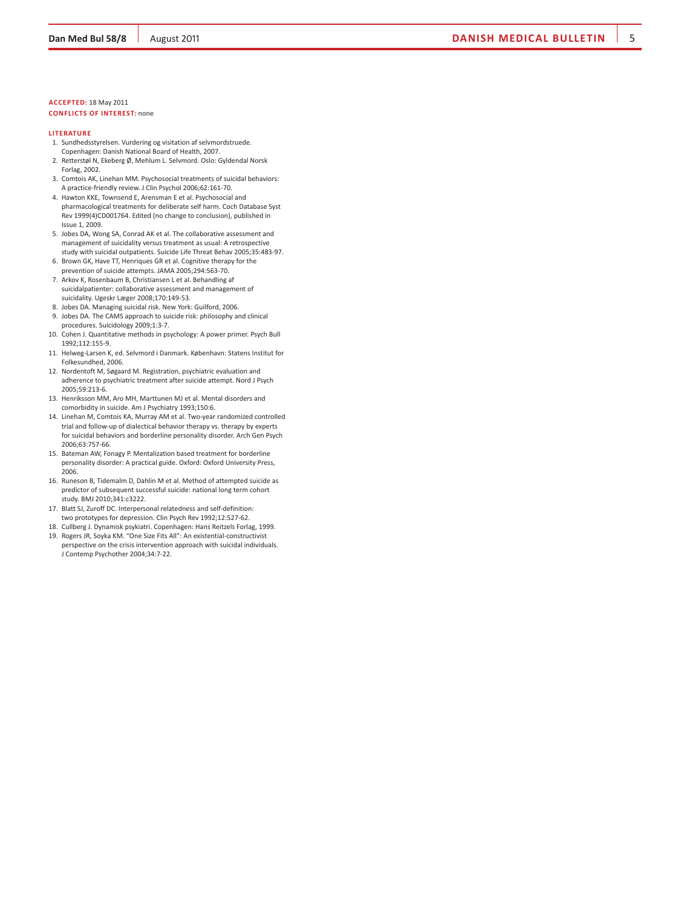**ACCEPTED:** 18 May 2011

**CONFLICTS OF INTEREST:** none

## LITERATURE

1. Sundhedsstyrelsen. Vurdering og visitation af selvmordstruede. Copenhagen: Danish National Board of Health, 2007.
2. Retterstøl N, Ekeberg Ø, Mehlum L. Selvmord. Oslo: Gyldendal Norsk Forlag, 2002.
3. Comtois AK, Linehan MM. Psychosocial treatments of suicidal behaviors: A practice-friendly review. J Clin Psychol 2006;62:161-70.
4. Hawton KKE, Townsend E, Arensman E et al. Psychosocial and pharmacological treatments for deliberate self harm. Coch Database Syst Rev 1999(4)CD001764. Edited (no change to conclusion), published in Issue 1, 2009.
5. Jobes DA, Wong SA, Conrad AK et al. The collaborative assessment and management of suicidality versus treatment as usual: A retrospective study with suicidal outpatients. Suicide Life Threat Behav 2005;35:483-97.
6. Brown GK, Have TT, Henriques GR et al. Cognitive therapy for the prevention of suicide attempts. JAMA 2005;294:563-70.
7. Arkov K, Rosenbaum B, Christiansen L et al. Behandling af suicidalpatienter: collaborative assessment and management of suicidality. Ugeskr Læger 2008;170:149-53.
8. Jobes DA. Managing suicidal risk. New York: Guilford, 2006.
9. Jobes DA. The CAMS approach to suicide risk: philosophy and clinical procedures. Suicidology 2009;1:3-7.
10. Cohen J. Quantitative methods in psychology: A power primer. Psych Bull 1992;112:155-9.
11. Helweg-Larsen K, ed. Selvmord i Danmark. København: Statens Institut for Folkesundhed, 2006.
12. Nordentoft M, Søgaard M. Registration, psychiatric evaluation and adherence to psychiatric treatment after suicide attempt. Nord J Psych 2005;59:213-6.
13. Henriksson MM, Aro MH, Marttunen MJ et al. Mental disorders and comorbidity in suicide. Am J Psychiatry 1993;150:6.
14. Linehan M, Comtois KA, Murray AM et al. Two-year randomized controlled trial and follow-up of dialectical behavior therapy vs. therapy by experts for suicidal behaviors and borderline personality disorder. Arch Gen Psych 2006;63:757-66.
15. Bateman AW, Fonagy P. Mentalization based treatment for borderline personality disorder: A practical guide. Oxford: Oxford University Press, 2006.
16. Runeson B, Tidemalm D, Dahlin M et al. Method of attempted suicide as predictor of subsequent successful suicide: national long term cohort study. BMJ 2010;341:c3222.
17. Blatt SJ, Zuroff DC. Interpersonal relatedness and self-definition: two prototypes for depression. Clin Psych Rev 1992;12:527-62.
18. Cullberg J. Dynamisk psykiatri. Copenhagen: Hans Reitzels Forlag, 1999.
19. Rogers JR, Soyka KM. "One Size Fits All": An existential-constructivist perspective on the crisis intervention approach with suicidal individuals. J Contemp Psychother 2004;34:7-22.